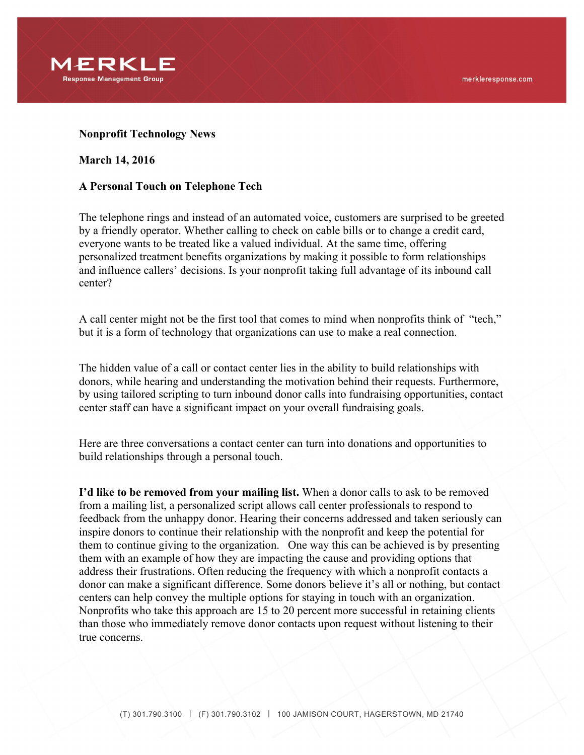**Nonprofit Technology News**

**March 14, 2016**

**A Personal Touch on Telephone Tech**

The telephone rings and instead of an automated voice, customers are surprised to be greeted by a friendly operator. Whether calling to check on cable bills or to change a credit card, everyone wants to be treated like a valued individual. At the same time, offering personalized treatment benefits organizations by making it possible to form relationships and influence callers' decisions. Is your nonprofit taking full advantage of its inbound call center?

A call center might not be the first tool that comes to mind when nonprofits think of "tech," but it is a form of technology that organizations can use to make a real connection.

The hidden value of a call or contact center lies in the ability to build relationships with donors, while hearing and understanding the motivation behind their requests. Furthermore, by using tailored scripting to turn inbound donor calls into fundraising opportunities, contact center staff can have a significant impact on your overall fundraising goals.

Here are three conversations a contact center can turn into donations and opportunities to build relationships through a personal touch.

**I'd like to be removed from your mailing list.** When a donor calls to ask to be removed from a mailing list, a personalized script allows call center professionals to respond to feedback from the unhappy donor. Hearing their concerns addressed and taken seriously can inspire donors to continue their relationship with the nonprofit and keep the potential for them to continue giving to the organization. One way this can be achieved is by presenting them with an example of how they are impacting the cause and providing options that address their frustrations. Often reducing the frequency with which a nonprofit contacts a donor can make a significant difference. Some donors believe it's all or nothing, but contact centers can help convey the multiple options for staying in touch with an organization. Nonprofits who take this approach are 15 to 20 percent more successful in retaining clients than those who immediately remove donor contacts upon request without listening to their true concerns.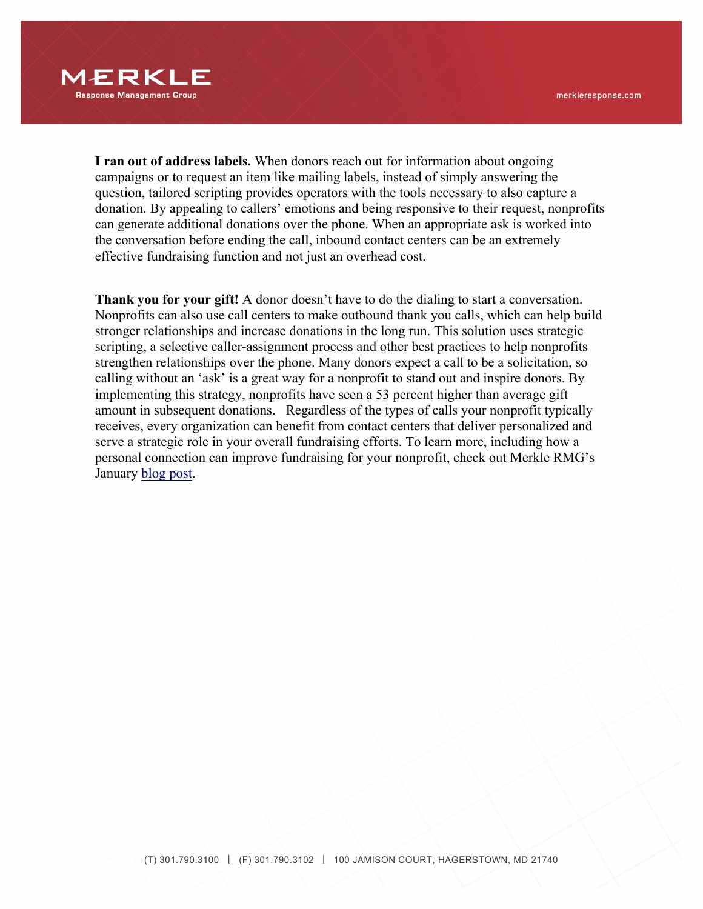**I ran out of address labels.** When donors reach out for information about ongoing campaigns or to request an item like mailing labels, instead of simply answering the question, tailored scripting provides operators with the tools necessary to also capture a donation. By appealing to callers' emotions and being responsive to their request, nonprofits can generate additional donations over the phone. When an appropriate ask is worked into the conversation before ending the call, inbound contact centers can be an extremely effective fundraising function and not just an overhead cost.

**Thank you for your gift!** A donor doesn't have to do the dialing to start a conversation. Nonprofits can also use call centers to make outbound thank you calls, which can help build stronger relationships and increase donations in the long run. This solution uses strategic scripting, a selective caller-assignment process and other best practices to help nonprofits strengthen relationships over the phone. Many donors expect a call to be a solicitation, so calling without an 'ask' is a great way for a nonprofit to stand out and inspire donors. By implementing this strategy, nonprofits have seen a 53 percent higher than average gift amount in subsequent donations. Regardless of the types of calls your nonprofit typically receives, every organization can benefit from contact centers that deliver personalized and serve a strategic role in your overall fundraising efforts. To learn more, including how a personal connection can improve fundraising for your nonprofit, check out Merkle RMG's January blog post.